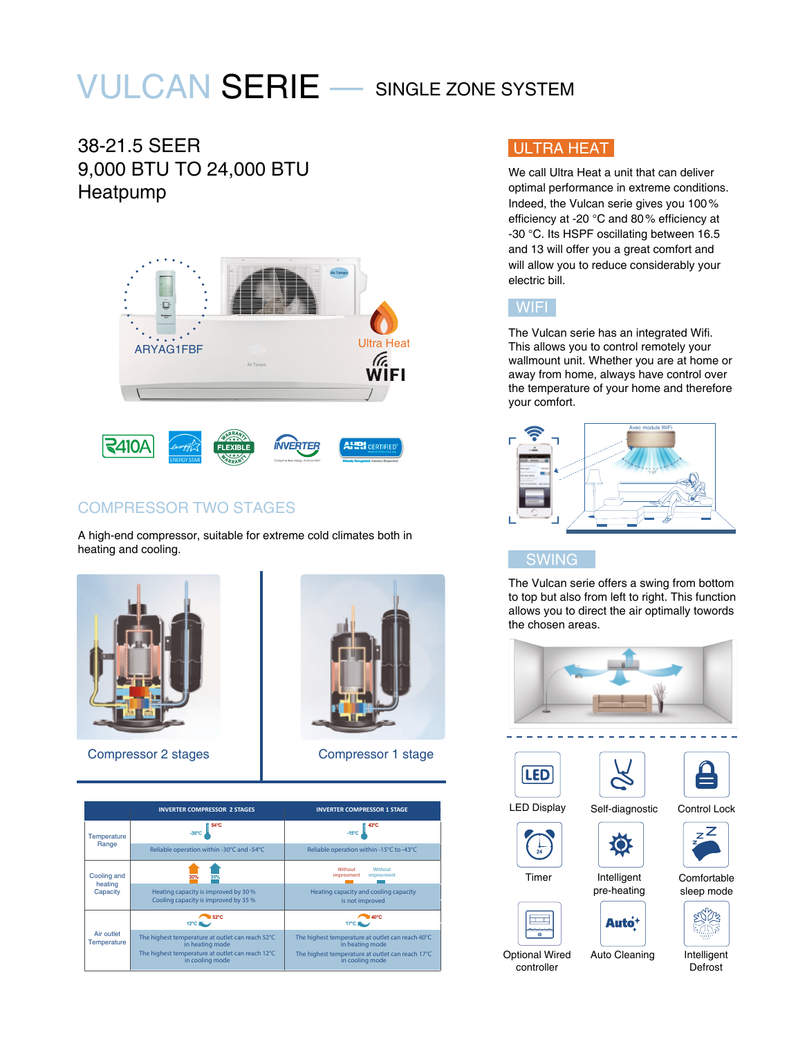# VULCAN SERIE — SINGLE ZONE SYSTEM

## 38-21.5 SEER
## 9,000 BTU TO 24,000 BTU
## Heatpump

ARYAG1FBF

Ultra Heat

WIFI

## COMPRESSOR TWO STAGES

A high-end compressor, suitable for extreme cold climates both in heating and cooling.

Compressor 2 stages

Compressor 1 stage

| | INVERTER COMPRESSOR 2 STAGES | INVERTER COMPRESSOR 1 STAGE |
|---|---|---|
| Temperature Range | -30°C 54°C<br>Reliable operation within -30°C and -54°C | -15°C 43°C<br>Reliable operation within -15°C to -43°C |
| Cooling and heating Capacity | 30% 35%<br>Heating capacity is improved by 30 %<br>Cooling capacity is improved by 35 % | Without improvment Without improvment<br>Heating capacity and cooling capacity is not improved |
| Air outlet Temperature | 12°C 52°C<br>The highest temperature at outlet can reach 52°C in heating mode<br>The highest temperature at outlet can reach 12°C in cooling mode | 17°C 40°C<br>The highest temperature at outlet can reach 40°C in heating mode<br>The highest temperature at outlet can reach 17°C in cooling mode |

## ULTRA HEAT

We call Ultra Heat a unit that can deliver optimal performance in extreme conditions. Indeed, the Vulcan serie gives you 100 % efficiency at -20 °C and 80 % efficiency at -30 °C. Its HSPF oscillating between 16.5 and 13 will offer you a great comfort and will allow you to reduce considerably your electric bill.

## WIFI

The Vulcan serie has an integrated Wifi. This allows you to control remotely your wallmount unit. Whether you are at home or away from home, always have control over the temperature of your home and therefore your comfort.

## SWING

The Vulcan serie offers a swing from bottom to top but also from left to right. This function allows you to direct the air optimally towords the chosen areas.

- LED Display
- Self-diagnostic
- Control Lock
- Timer
- Intelligent pre-heating
- Comfortable sleep mode
- Optional Wired controller
- Auto Cleaning
- Intelligent Defrost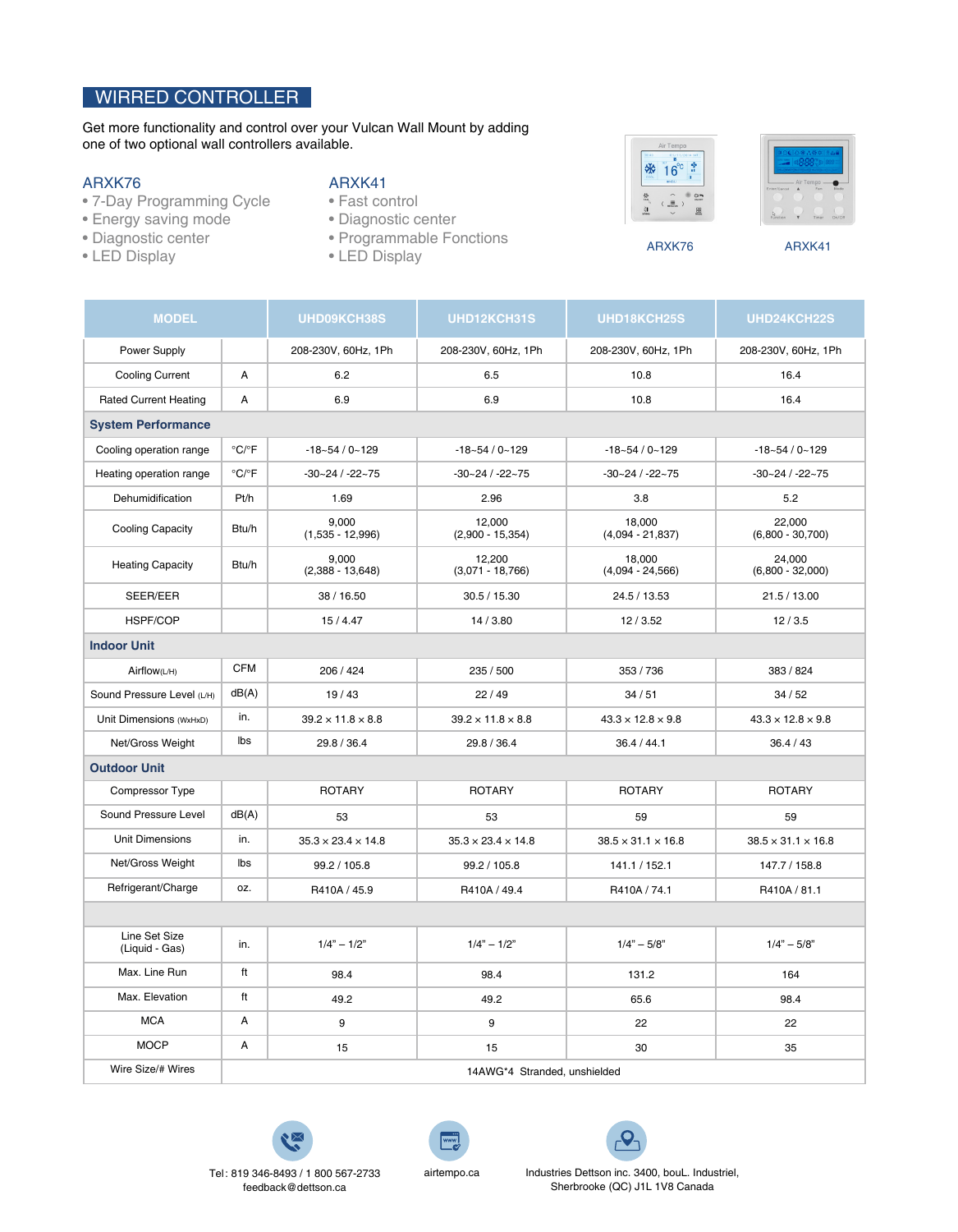## WIRRED CONTROLLER

Get more functionality and control over your Vulcan Wall Mount by adding one of two optional wall controllers available.

### ARXK76

- 7-Day Programming Cycle
- Energy saving mode
- Diagnostic center
- LED Display

### ARXK41

- Fast control
- Diagnostic center
- Programmable Fonctions
- LED Display

ARXK76

ARXK41

| MODEL | | UHD09KCH38S | UHD12KCH31S | UHD18KCH25S | UHD24KCH22S |
|---|---|---|---|---|---|
| Power Supply | | 208-230V, 60Hz, 1Ph | 208-230V, 60Hz, 1Ph | 208-230V, 60Hz, 1Ph | 208-230V, 60Hz, 1Ph |
| Cooling Current | A | 6.2 | 6.5 | 10.8 | 16.4 |
| Rated Current Heating | A | 6.9 | 6.9 | 10.8 | 16.4 |
| **System Performance** | | | | | |
| Cooling operation range | °C/°F | -18~54 / 0~129 | -18~54 / 0~129 | -18~54 / 0~129 | -18~54 / 0~129 |
| Heating operation range | °C/°F | -30~24 / -22~75 | -30~24 / -22~75 | -30~24 / -22~75 | -30~24 / -22~75 |
| Dehumidification | Pt/h | 1.69 | 2.96 | 3.8 | 5.2 |
| Cooling Capacity | Btu/h | 9,000 (1,535 - 12,996) | 12,000 (2,900 - 15,354) | 18,000 (4,094 - 21,837) | 22,000 (6,800 - 30,700) |
| Heating Capacity | Btu/h | 9,000 (2,388 - 13,648) | 12,200 (3,071 - 18,766) | 18,000 (4,094 - 24,566) | 24,000 (6,800 - 32,000) |
| SEER/EER | | 38 / 16.50 | 30.5 / 15.30 | 24.5 / 13.53 | 21.5 / 13.00 |
| HSPF/COP | | 15 / 4.47 | 14 / 3.80 | 12 / 3.52 | 12 / 3.5 |
| **Indoor Unit** | | | | | |
| Airflow(L/H) | CFM | 206 / 424 | 235 / 500 | 353 / 736 | 383 / 824 |
| Sound Pressure Level (L/H) | dB(A) | 19 / 43 | 22 / 49 | 34 / 51 | 34 / 52 |
| Unit Dimensions (WxHxD) | in. | 39.2 x 11.8 x 8.8 | 39.2 x 11.8 x 8.8 | 43.3 x 12.8 x 9.8 | 43.3 x 12.8 x 9.8 |
| Net/Gross Weight | lbs | 29.8 / 36.4 | 29.8 / 36.4 | 36.4 / 44.1 | 36.4 / 43 |
| **Outdoor Unit** | | | | | |
| Compressor Type | | ROTARY | ROTARY | ROTARY | ROTARY |
| Sound Pressure Level | dB(A) | 53 | 53 | 59 | 59 |
| Unit Dimensions | in. | 35.3 x 23.4 x 14.8 | 35.3 x 23.4 x 14.8 | 38.5 x 31.1 x 16.8 | 38.5 x 31.1 x 16.8 |
| Net/Gross Weight | lbs | 99.2 / 105.8 | 99.2 / 105.8 | 141.1 / 152.1 | 147.7 / 158.8 |
| Refrigerant/Charge | oz. | R410A / 45.9 | R410A / 49.4 | R410A / 74.1 | R410A / 81.1 |
| | | | | | |
| Line Set Size (Liquid - Gas) | in. | 1/4" – 1/2" | 1/4" – 1/2" | 1/4" – 5/8" | 1/4" – 5/8" |
| Max. Line Run | ft | 98.4 | 98.4 | 131.2 | 164 |
| Max. Elevation | ft | 49.2 | 49.2 | 65.6 | 98.4 |
| MCA | A | 9 | 9 | 22 | 22 |
| MOCP | A | 15 | 15 | 30 | 35 |
| Wire Size/# Wires | | 14AWG*4 Stranded, unshielded | | | |

Tel: 819 346-8493 / 1 800 567-2733
feedback@dettson.ca

airtempo.ca

Industries Dettson inc. 3400, boul. Industriel, Sherbrooke (QC) J1L 1V8 Canada